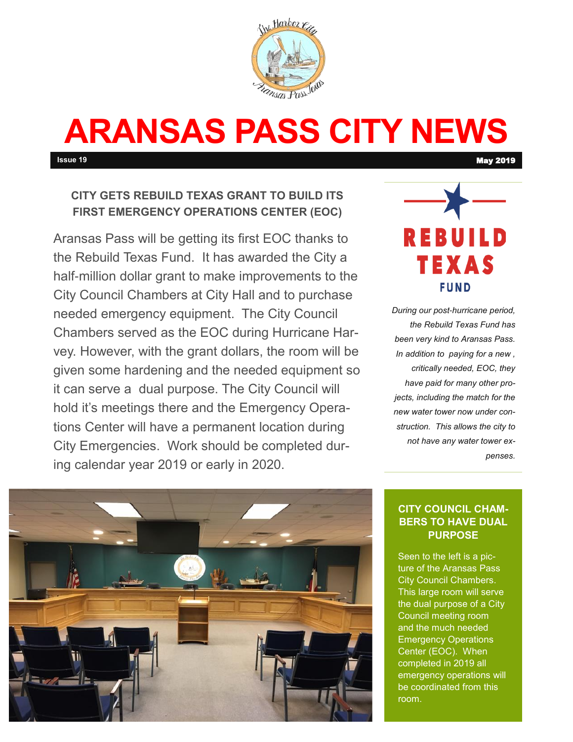# ARANSAS PASS CITY NEWS

**Issue 19** **May 2019**

### CITY GETS REBUILD TEXAS GRANT TO BUILD ITS FIRST EMERGENCY OPERATIONS CENTER (EOC)

Aransas Pass will be getting its first EOC thanks to the Rebuild Texas Fund. It has awarded the City a half-million dollar grant to make improvements to the City Council Chambers at City Hall and to purchase needed emergency equipment. The City Council Chambers served as the EOC during Hurricane Harvey. However, with the grant dollars, the room will be given some hardening and the needed equipment so it can serve a dual purpose. The City Council will hold it's meetings there and the Emergency Operations Center will have a permanent location during City Emergencies. Work should be completed during calendar year 2019 or early in 2020.

REBUILD TEXAS FUND

*During our post-hurricane period, the Rebuild Texas Fund has been very kind to Aransas Pass. In addition to paying for a new , critically needed, EOC, they have paid for many other projects, including the match for the new water tower now under construction. This allows the city to not have any water tower expenses.*

### CITY COUNCIL CHAMBERS TO HAVE DUAL PURPOSE

Seen to the left is a picture of the Aransas Pass City Council Chambers. This large room will serve the dual purpose of a City Council meeting room and the much needed Emergency Operations Center (EOC). When completed in 2019 all emergency operations will be coordinated from this room.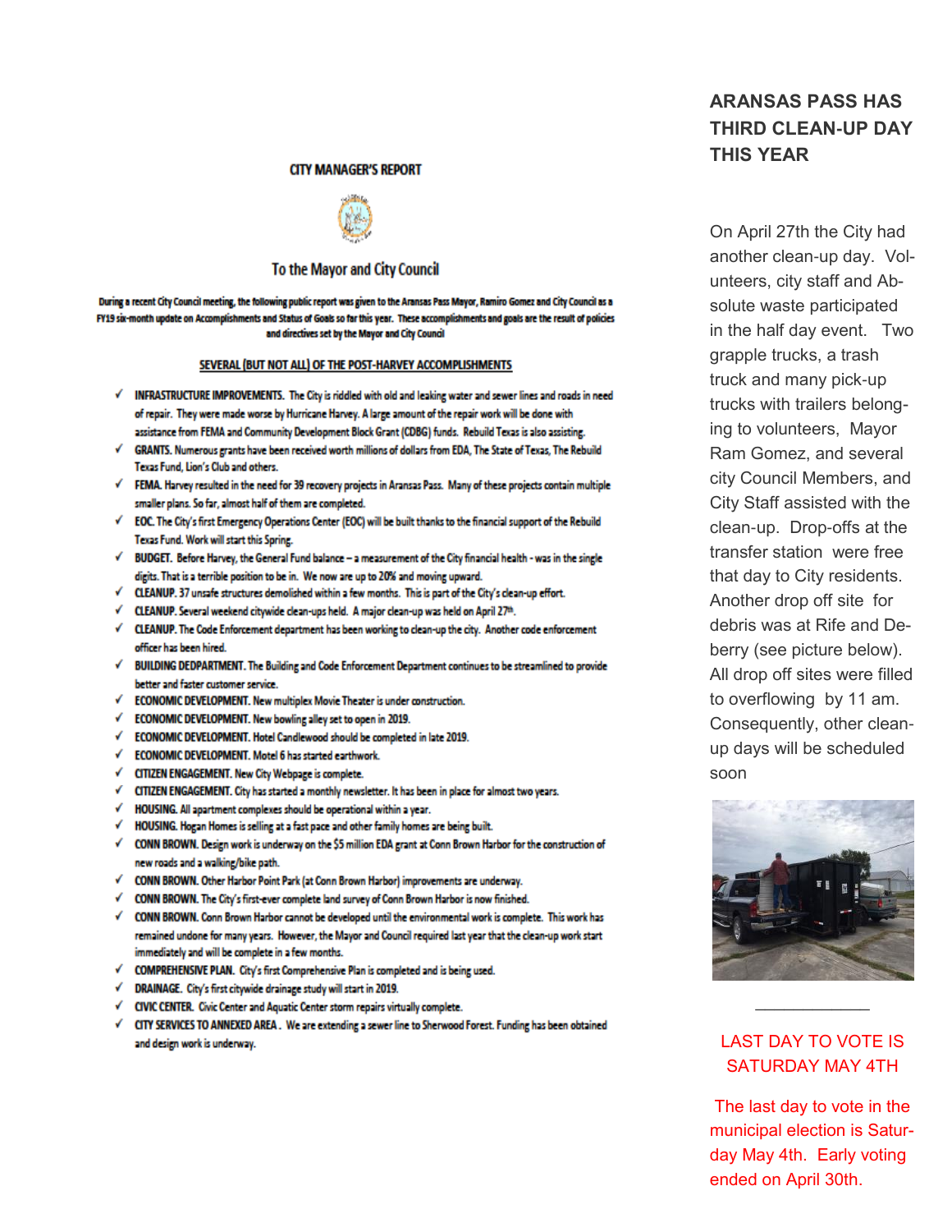## CITY MANAGER'S REPORT

### To the Mayor and City Council

**During a recent City Council meeting, the following public report was given to the Aransas Pass Mayor, Ramiro Gomez and City Council as a FY19 six-month update on Accomplishments and Status of Goals so far this year. These accomplishments and goals are the result of policies and directives set by the Mayor and City Council**

**SEVERAL (BUT NOT ALL) OF THE POST-HARVEY ACCOMPLISHMENTS**

- ✓ **INFRASTRUCTURE IMPROVEMENTS.** The City is riddled with old and leaking water and sewer lines and roads in need of repair. They were made worse by Hurricane Harvey. A large amount of the repair work will be done with assistance from FEMA and Community Development Block Grant (CDBG) funds. Rebuild Texas is also assisting.
- ✓ **GRANTS.** Numerous grants have been received worth millions of dollars from EDA, The State of Texas, The Rebuild Texas Fund, Lion's Club and others.
- ✓ **FEMA.** Harvey resulted in the need for 39 recovery projects in Aransas Pass. Many of these projects contain multiple smaller plans. So far, almost half of them are completed.
- ✓ **EOC.** The City's first Emergency Operations Center (EOC) will be built thanks to the financial support of the Rebuild Texas Fund. Work will start this Spring.
- ✓ **BUDGET.** Before Harvey, the General Fund balance – a measurement of the City financial health - was in the single digits. That is a terrible position to be in. We now are up to 20% and moving upward.
- ✓ **CLEANUP.** 37 unsafe structures demolished within a few months. This is part of the City's clean-up effort.
- ✓ **CLEANUP.** Several weekend citywide clean-ups held. A major clean-up was held on April 27th.
- ✓ **CLEANUP.** The Code Enforcement department has been working to clean-up the city. Another code enforcement officer has been hired.
- ✓ **BUILDING DEDPARTMENT.** The Building and Code Enforcement Department continues to be streamlined to provide better and faster customer service.
- ✓ **ECONOMIC DEVELOPMENT.** New multiplex Movie Theater is under construction.
- ✓ **ECONOMIC DEVELOPMENT.** New bowling alley set to open in 2019.
- ✓ **ECONOMIC DEVELOPMENT.** Hotel Candlewood should be completed in late 2019.
- ✓ **ECONOMIC DEVELOPMENT.** Motel 6 has started earthwork.
- ✓ **CITIZEN ENGAGEMENT.** New City Webpage is complete.
- ✓ **CITIZEN ENGAGEMENT.** City has started a monthly newsletter. It has been in place for almost two years.
- ✓ **HOUSING.** All apartment complexes should be operational within a year.
- ✓ **HOUSING.** Hogan Homes is selling at a fast pace and other family homes are being built.
- ✓ **CONN BROWN.** Design work is underway on the $5 million EDA grant at Conn Brown Harbor for the construction of new roads and a walking/bike path.
- ✓ **CONN BROWN.** Other Harbor Point Park (at Conn Brown Harbor) improvements are underway.
- ✓ **CONN BROWN.** The City's first-ever complete land survey of Conn Brown Harbor is now finished.
- ✓ **CONN BROWN.** Conn Brown Harbor cannot be developed until the environmental work is complete. This work has remained undone for many years. However, the Mayor and Council required last year that the clean-up work start immediately and will be complete in a few months.
- ✓ **COMPREHENSIVE PLAN.** City's first Comprehensive Plan is completed and is being used.
- ✓ **DRAINAGE.** City's first citywide drainage study will start in 2019.
- ✓ **CIVIC CENTER.** Civic Center and Aquatic Center storm repairs virtually complete.
- ✓ **CITY SERVICES TO ANNEXED AREA.** We are extending a sewer line to Sherwood Forest. Funding has been obtained and design work is underway.

## ARANSAS PASS HAS THIRD CLEAN-UP DAY THIS YEAR

On April 27th the City had another clean-up day. Volunteers, city staff and Absolute waste participated in the half day event. Two grapple trucks, a trash truck and many pick-up trucks with trailers belonging to volunteers, Mayor Ram Gomez, and several city Council Members, and City Staff assisted with the clean-up. Drop-offs at the transfer station were free that day to City residents. Another drop off site for debris was at Rife and Deberry (see picture below). All drop off sites were filled to overflowing by 11 am. Consequently, other clean-up days will be scheduled soon

---

## LAST DAY TO VOTE IS SATURDAY MAY 4TH

The last day to vote in the municipal election is Saturday May 4th. Early voting ended on April 30th.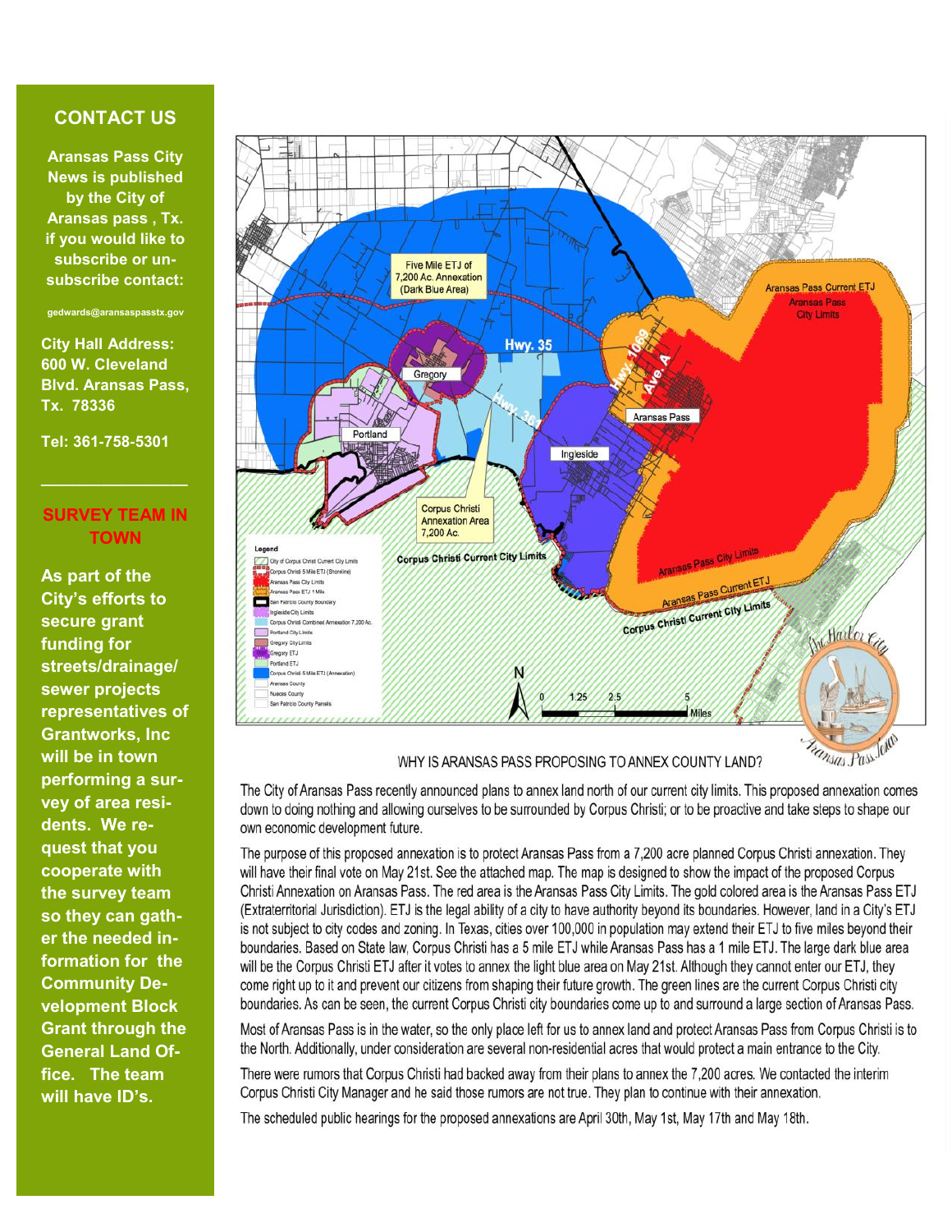## CONTACT US

**Aransas Pass City News is published by the City of Aransas pass , Tx. if you would like to subscribe or un-subscribe contact:**

**gedwards@aransaspasstx.gov**

**City Hall Address: 600 W. Cleveland Blvd. Aransas Pass, Tx. 78336**

**Tel: 361-758-5301**

---

## SURVEY TEAM IN TOWN

**As part of the City's efforts to secure grant funding for streets/drainage/ sewer projects representatives of Grantworks, Inc will be in town performing a survey of area residents. We request that you cooperate with the survey team so they can gather the needed information for the Community Development Block Grant through the General Land Office. The team will have ID's.**

---

## WHY IS ARANSAS PASS PROPOSING TO ANNEX COUNTY LAND?

The City of Aransas Pass recently announced plans to annex land north of our current city limits. This proposed annexation comes down to doing nothing and allowing ourselves to be surrounded by Corpus Christi; or to be proactive and take steps to shape our own economic development future.

The purpose of this proposed annexation is to protect Aransas Pass from a 7,200 acre planned Corpus Christi annexation. They will have their final vote on May 21st. See the attached map. The map is designed to show the impact of the proposed Corpus Christi Annexation on Aransas Pass. The red area is the Aransas Pass City Limits. The gold colored area is the Aransas Pass ETJ (Extraterritorial Jurisdiction). ETJ is the legal ability of a city to have authority beyond its boundaries. However, land in a City's ETJ is not subject to city codes and zoning. In Texas, cities over 100,000 in population may extend their ETJ to five miles beyond their boundaries. Based on State law, Corpus Christi has a 5 mile ETJ while Aransas Pass has a 1 mile ETJ. The large dark blue area will be the Corpus Christi ETJ after it votes to annex the light blue area on May 21st. Although they cannot enter our ETJ, they come right up to it and prevent our citizens from shaping their future growth. The green lines are the current Corpus Christi city boundaries. As can be seen, the current Corpus Christi city boundaries come up to and surround a large section of Aransas Pass.

Most of Aransas Pass is in the water, so the only place left for us to annex land and protect Aransas Pass from Corpus Christi is to the North. Additionally, under consideration are several non-residential acres that would protect a main entrance to the City.

There were rumors that Corpus Christi had backed away from their plans to annex the 7,200 acres. We contacted the interim Corpus Christi City Manager and he said those rumors are not true. They plan to continue with their annexation.

The scheduled public hearings for the proposed annexations are April 30th, May 1st, May 17th and May 18th.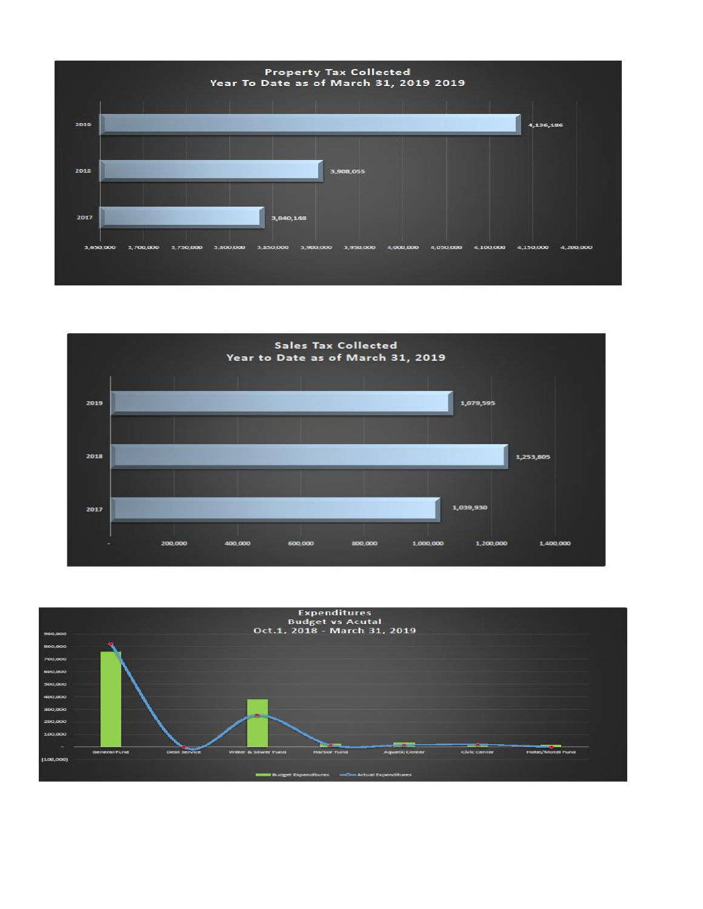Property Tax Collected
Year To Date as of March 31, 2019 2019

2019
2018
2017

4,136,186
3,908,055
3,840,148

3,650,000
3,700,000
3,750,000
3,800,000
3,850,000
3,900,000
3,950,000
4,000,000
4,050,000
4,100,000
4,150,000
4,200,000

Sales Tax Collected
Year to Date as of March 31, 2019

2019
2018
2017

1,079,595
1,253,805
1,039,930

-
200,000
400,000
600,000
800,000
1,000,000
1,200,000
1,400,000

Expenditures
Budget vs Acutal
Oct.1, 2018 - March 31, 2019

900,000
800,000
700,000
600,000
500,000
400,000
300,000
200,000
100,000
-
(100,000)

General Fund
Debt Service
Water & Sewer Fund
Harbor Fund
Aquatic Center
Civic Center
Hotel/Motel Fund

Budget Expenditures
Actual Expenditures